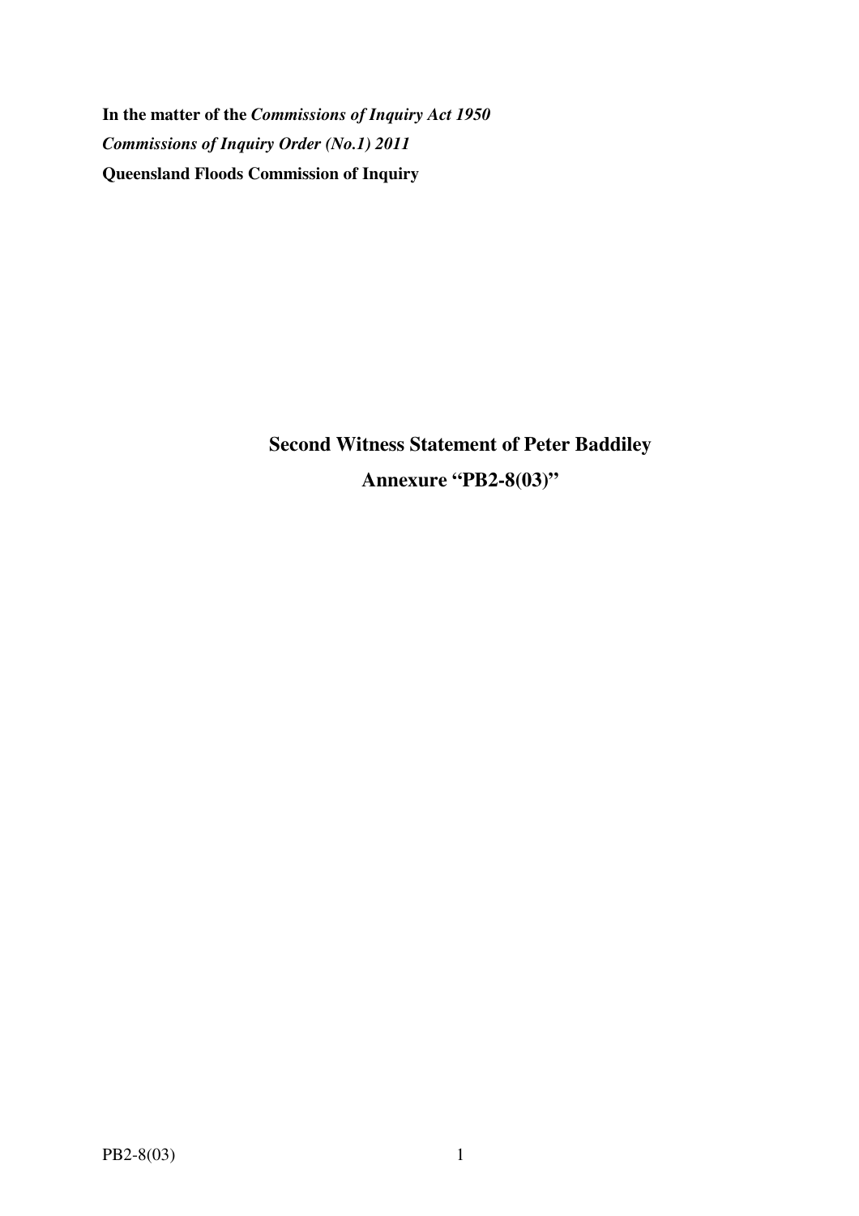**In the matter of the** ***Commissions of Inquiry Act 1950***

***Commissions of Inquiry Order (No.1) 2011***

**Queensland Floods Commission of Inquiry**

## Second Witness Statement of Peter Baddiley

## Annexure "PB2-8(03)"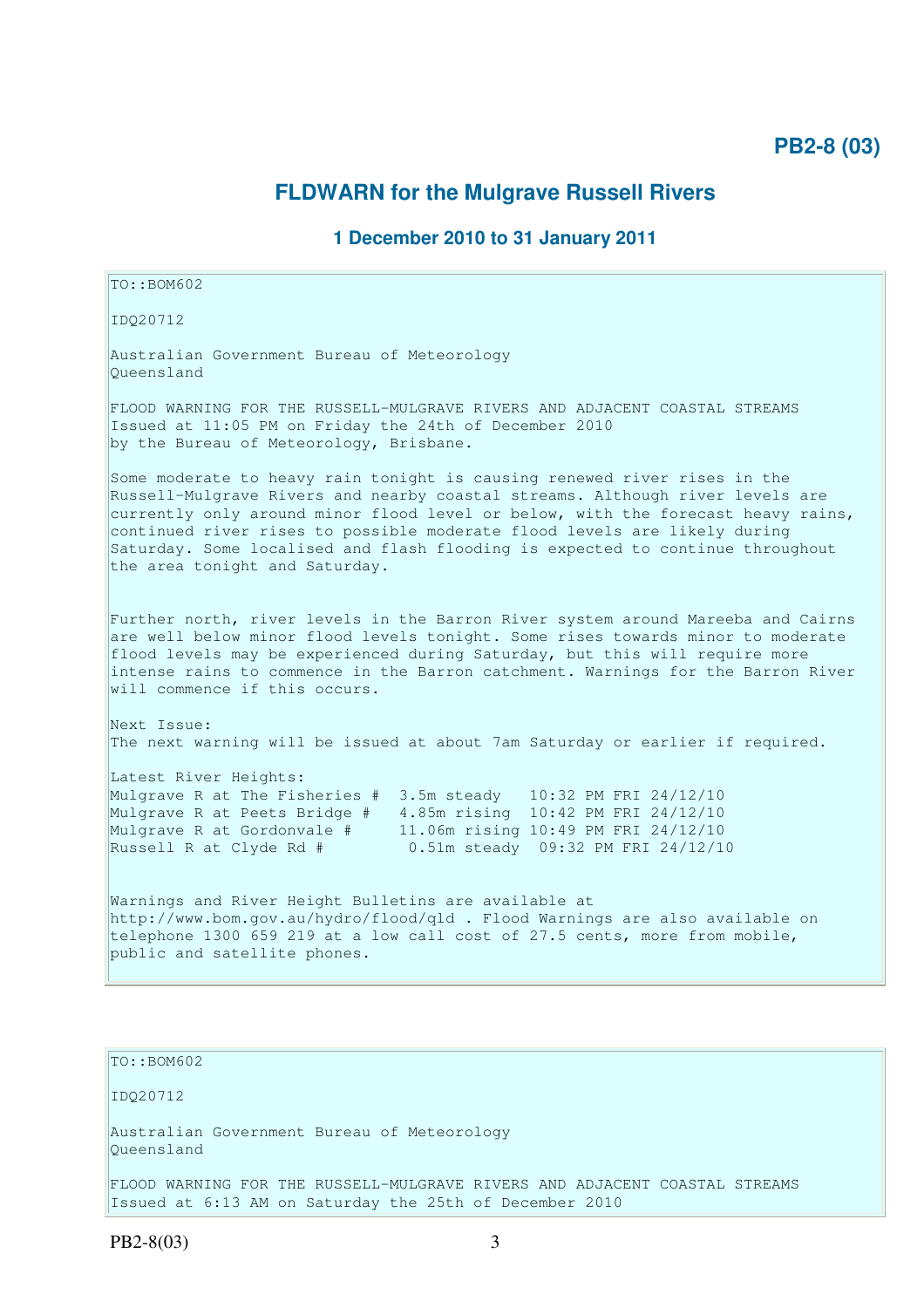**PB2-8 (03)**

## FLDWARN for the Mulgrave Russell Rivers

### 1 December 2010 to 31 January 2011

```
TO::BOM602

IDQ20712

Australian Government Bureau of Meteorology
Queensland

FLOOD WARNING FOR THE RUSSELL-MULGRAVE RIVERS AND ADJACENT COASTAL STREAMS
Issued at 11:05 PM on Friday the 24th of December 2010
by the Bureau of Meteorology, Brisbane.

Some moderate to heavy rain tonight is causing renewed river rises in the
Russell-Mulgrave Rivers and nearby coastal streams. Although river levels are
currently only around minor flood level or below, with the forecast heavy rains,
continued river rises to possible moderate flood levels are likely during
Saturday. Some localised and flash flooding is expected to continue throughout
the area tonight and Saturday.


Further north, river levels in the Barron River system around Mareeba and Cairns
are well below minor flood levels tonight. Some rises towards minor to moderate
flood levels may be experienced during Saturday, but this will require more
intense rains to commence in the Barron catchment. Warnings for the Barron River
will commence if this occurs.

Next Issue:
The next warning will be issued at about 7am Saturday or earlier if required.

Latest River Heights:
Mulgrave R at The Fisheries #  3.5m steady   10:32 PM FRI 24/12/10
Mulgrave R at Peets Bridge #   4.85m rising  10:42 PM FRI 24/12/10
Mulgrave R at Gordonvale #     11.06m rising 10:49 PM FRI 24/12/10
Russell R at Clyde Rd #         0.51m steady  09:32 PM FRI 24/12/10


Warnings and River Height Bulletins are available at
http://www.bom.gov.au/hydro/flood/qld . Flood Warnings are also available on
telephone 1300 659 219 at a low call cost of 27.5 cents, more from mobile,
public and satellite phones.
```

```
TO::BOM602

IDQ20712

Australian Government Bureau of Meteorology
Queensland

FLOOD WARNING FOR THE RUSSELL-MULGRAVE RIVERS AND ADJACENT COASTAL STREAMS
Issued at 6:13 AM on Saturday the 25th of December 2010
```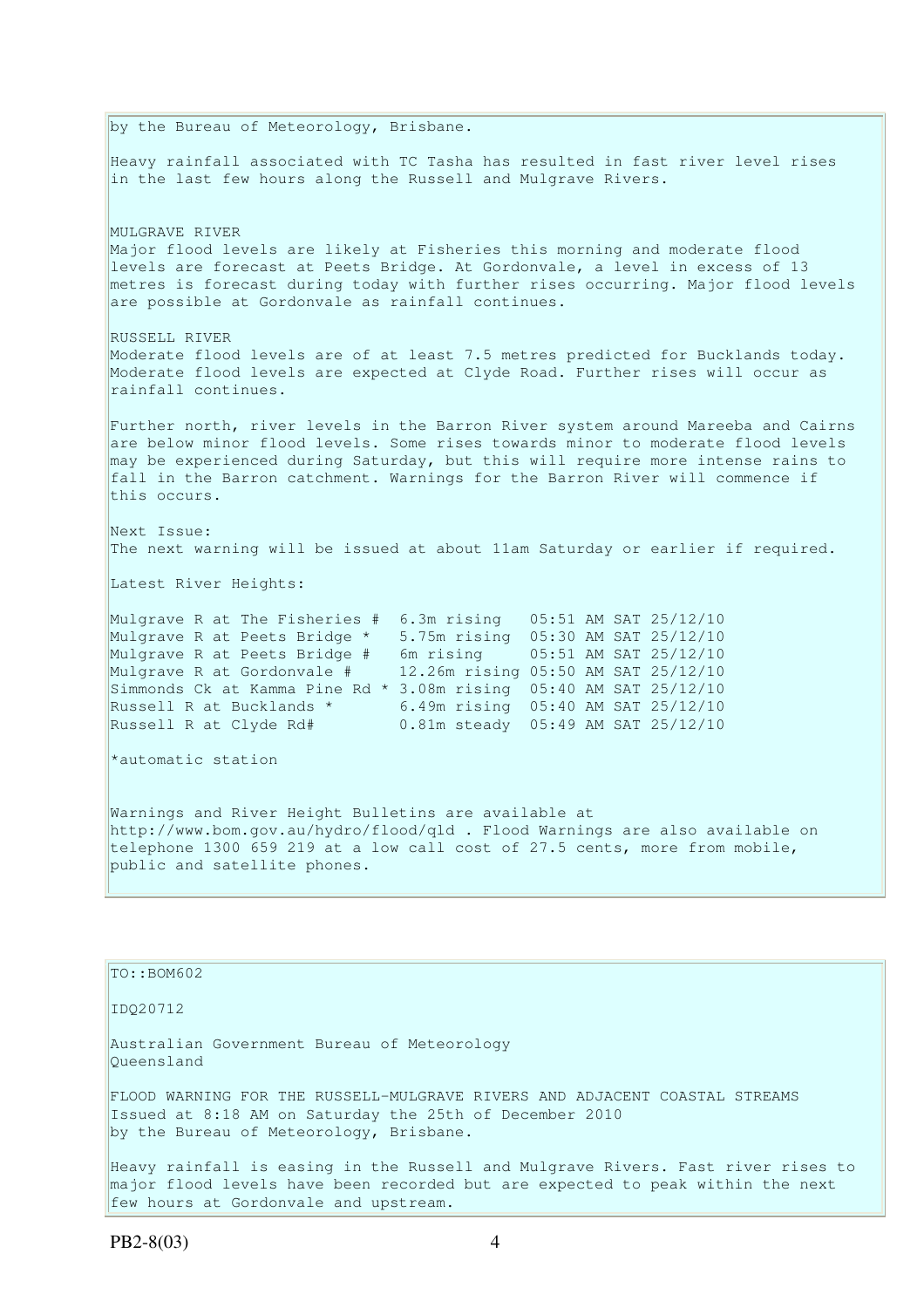by the Bureau of Meteorology, Brisbane.

Heavy rainfall associated with TC Tasha has resulted in fast river level rises in the last few hours along the Russell and Mulgrave Rivers.

MULGRAVE RIVER
Major flood levels are likely at Fisheries this morning and moderate flood levels are forecast at Peets Bridge. At Gordonvale, a level in excess of 13 metres is forecast during today with further rises occurring. Major flood levels are possible at Gordonvale as rainfall continues.

RUSSELL RIVER
Moderate flood levels are of at least 7.5 metres predicted for Bucklands today. Moderate flood levels are expected at Clyde Road. Further rises will occur as rainfall continues.

Further north, river levels in the Barron River system around Mareeba and Cairns are below minor flood levels. Some rises towards minor to moderate flood levels may be experienced during Saturday, but this will require more intense rains to fall in the Barron catchment. Warnings for the Barron River will commence if this occurs.

Next Issue:
The next warning will be issued at about 11am Saturday or earlier if required.

Latest River Heights:

```
Mulgrave R at The Fisheries #  6.3m rising   05:51 AM SAT 25/12/10
Mulgrave R at Peets Bridge *   5.75m rising  05:30 AM SAT 25/12/10
Mulgrave R at Peets Bridge #   6m rising     05:51 AM SAT 25/12/10
Mulgrave R at Gordonvale #     12.26m rising 05:50 AM SAT 25/12/10
Simmonds Ck at Kamma Pine Rd * 3.08m rising  05:40 AM SAT 25/12/10
Russell R at Bucklands *       6.49m rising  05:40 AM SAT 25/12/10
Russell R at Clyde Rd#         0.81m steady  05:49 AM SAT 25/12/10
```

*automatic station

Warnings and River Height Bulletins are available at http://www.bom.gov.au/hydro/flood/qld . Flood Warnings are also available on telephone 1300 659 219 at a low call cost of 27.5 cents, more from mobile, public and satellite phones.

TO::BOM602

IDQ20712

Australian Government Bureau of Meteorology
Queensland

FLOOD WARNING FOR THE RUSSELL-MULGRAVE RIVERS AND ADJACENT COASTAL STREAMS
Issued at 8:18 AM on Saturday the 25th of December 2010
by the Bureau of Meteorology, Brisbane.

Heavy rainfall is easing in the Russell and Mulgrave Rivers. Fast river rises to major flood levels have been recorded but are expected to peak within the next few hours at Gordonvale and upstream.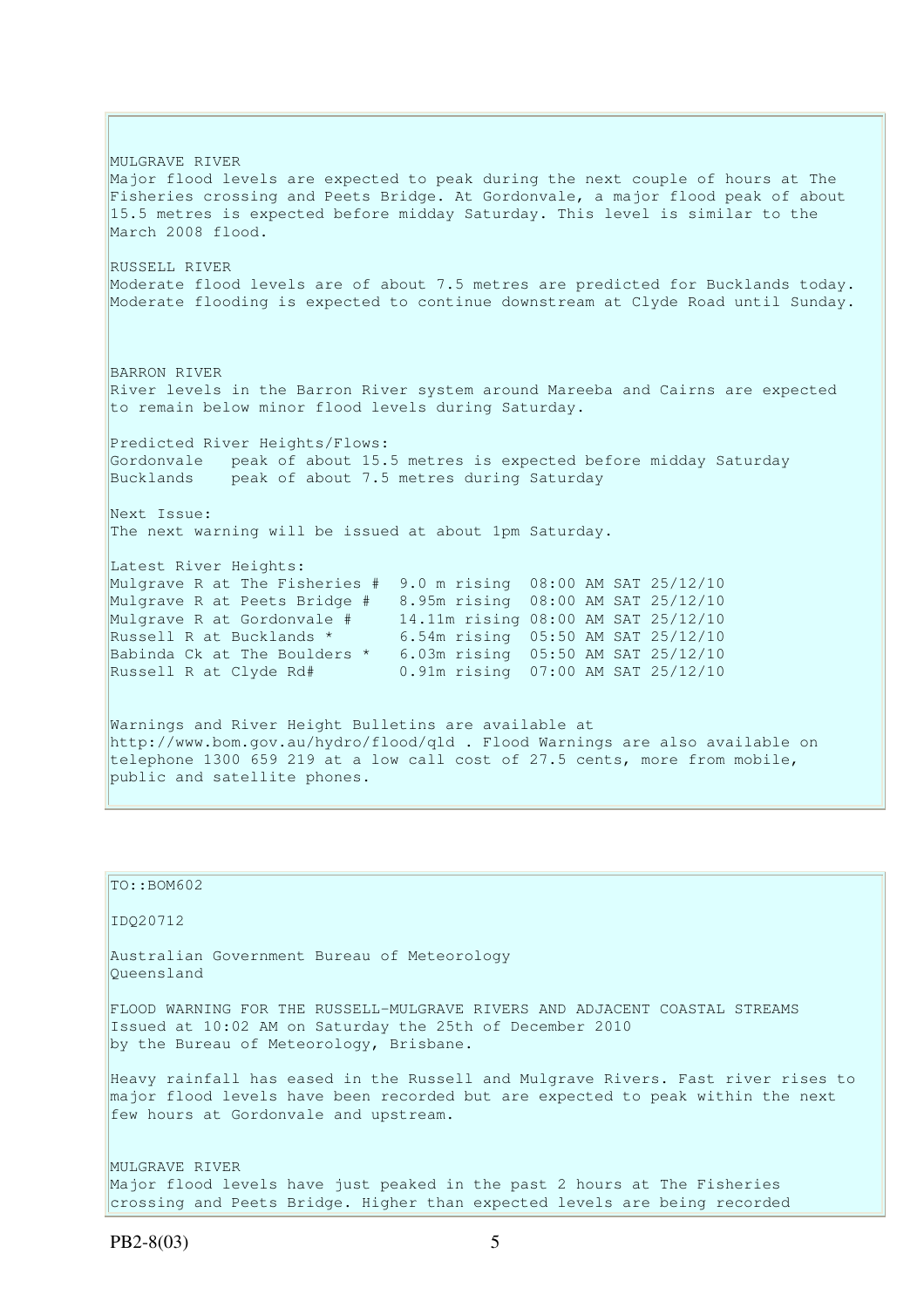MULGRAVE RIVER
Major flood levels are expected to peak during the next couple of hours at The Fisheries crossing and Peets Bridge. At Gordonvale, a major flood peak of about 15.5 metres is expected before midday Saturday. This level is similar to the March 2008 flood.

RUSSELL RIVER
Moderate flood levels are of about 7.5 metres are predicted for Bucklands today. Moderate flooding is expected to continue downstream at Clyde Road until Sunday.

BARRON RIVER
River levels in the Barron River system around Mareeba and Cairns are expected to remain below minor flood levels during Saturday.

Predicted River Heights/Flows:

```
Gordonvale   peak of about 15.5 metres is expected before midday Saturday
Bucklands    peak of about 7.5 metres during Saturday
```

Next Issue:
The next warning will be issued at about 1pm Saturday.

Latest River Heights:

```
Mulgrave R at The Fisheries #  9.0 m rising  08:00 AM SAT 25/12/10
Mulgrave R at Peets Bridge #   8.95m rising  08:00 AM SAT 25/12/10
Mulgrave R at Gordonvale #     14.11m rising 08:00 AM SAT 25/12/10
Russell R at Bucklands *       6.54m rising  05:50 AM SAT 25/12/10
Babinda Ck at The Boulders *   6.03m rising  05:50 AM SAT 25/12/10
Russell R at Clyde Rd#         0.91m rising  07:00 AM SAT 25/12/10
```

Warnings and River Height Bulletins are available at http://www.bom.gov.au/hydro/flood/qld . Flood Warnings are also available on telephone 1300 659 219 at a low call cost of 27.5 cents, more from mobile, public and satellite phones.

---

TO::BOM602

IDQ20712

Australian Government Bureau of Meteorology
Queensland

FLOOD WARNING FOR THE RUSSELL-MULGRAVE RIVERS AND ADJACENT COASTAL STREAMS
Issued at 10:02 AM on Saturday the 25th of December 2010
by the Bureau of Meteorology, Brisbane.

Heavy rainfall has eased in the Russell and Mulgrave Rivers. Fast river rises to major flood levels have been recorded but are expected to peak within the next few hours at Gordonvale and upstream.

MULGRAVE RIVER
Major flood levels have just peaked in the past 2 hours at The Fisheries crossing and Peets Bridge. Higher than expected levels are being recorded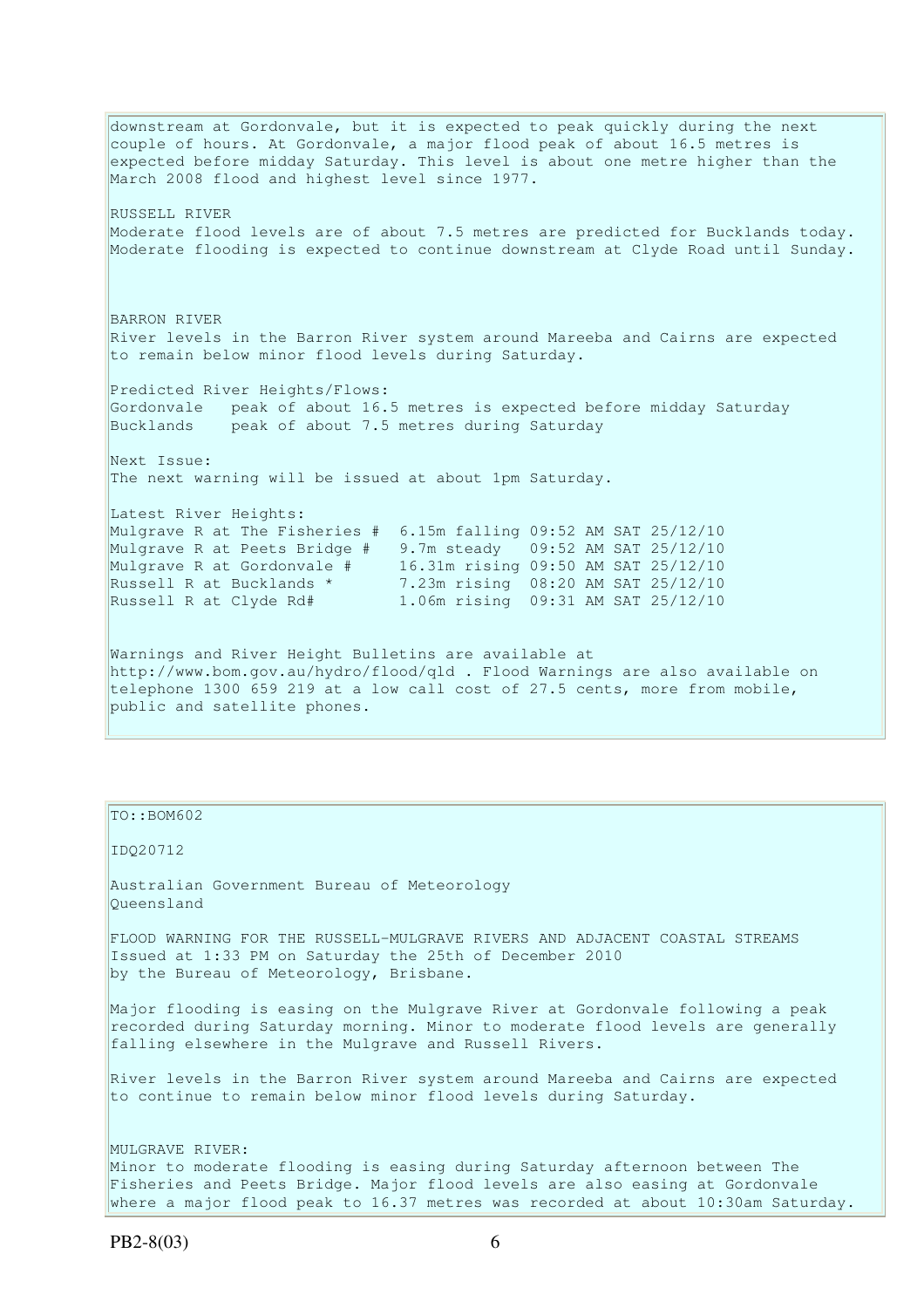downstream at Gordonvale, but it is expected to peak quickly during the next couple of hours. At Gordonvale, a major flood peak of about 16.5 metres is expected before midday Saturday. This level is about one metre higher than the March 2008 flood and highest level since 1977.

RUSSELL RIVER
Moderate flood levels are of about 7.5 metres are predicted for Bucklands today. Moderate flooding is expected to continue downstream at Clyde Road until Sunday.

BARRON RIVER
River levels in the Barron River system around Mareeba and Cairns are expected to remain below minor flood levels during Saturday.

Predicted River Heights/Flows:

```
Gordonvale   peak of about 16.5 metres is expected before midday Saturday
Bucklands    peak of about 7.5 metres during Saturday
```

Next Issue:
The next warning will be issued at about 1pm Saturday.

Latest River Heights:

```
Mulgrave R at The Fisheries #  6.15m falling 09:52 AM SAT 25/12/10
Mulgrave R at Peets Bridge #   9.7m steady   09:52 AM SAT 25/12/10
Mulgrave R at Gordonvale #     16.31m rising 09:50 AM SAT 25/12/10
Russell R at Bucklands *       7.23m rising  08:20 AM SAT 25/12/10
Russell R at Clyde Rd#         1.06m rising  09:31 AM SAT 25/12/10
```

Warnings and River Height Bulletins are available at http://www.bom.gov.au/hydro/flood/qld . Flood Warnings are also available on telephone 1300 659 219 at a low call cost of 27.5 cents, more from mobile, public and satellite phones.

---

TO::BOM602

IDQ20712

Australian Government Bureau of Meteorology
Queensland

FLOOD WARNING FOR THE RUSSELL-MULGRAVE RIVERS AND ADJACENT COASTAL STREAMS
Issued at 1:33 PM on Saturday the 25th of December 2010
by the Bureau of Meteorology, Brisbane.

Major flooding is easing on the Mulgrave River at Gordonvale following a peak recorded during Saturday morning. Minor to moderate flood levels are generally falling elsewhere in the Mulgrave and Russell Rivers.

River levels in the Barron River system around Mareeba and Cairns are expected to continue to remain below minor flood levels during Saturday.

MULGRAVE RIVER:
Minor to moderate flooding is easing during Saturday afternoon between The Fisheries and Peets Bridge. Major flood levels are also easing at Gordonvale where a major flood peak to 16.37 metres was recorded at about 10:30am Saturday.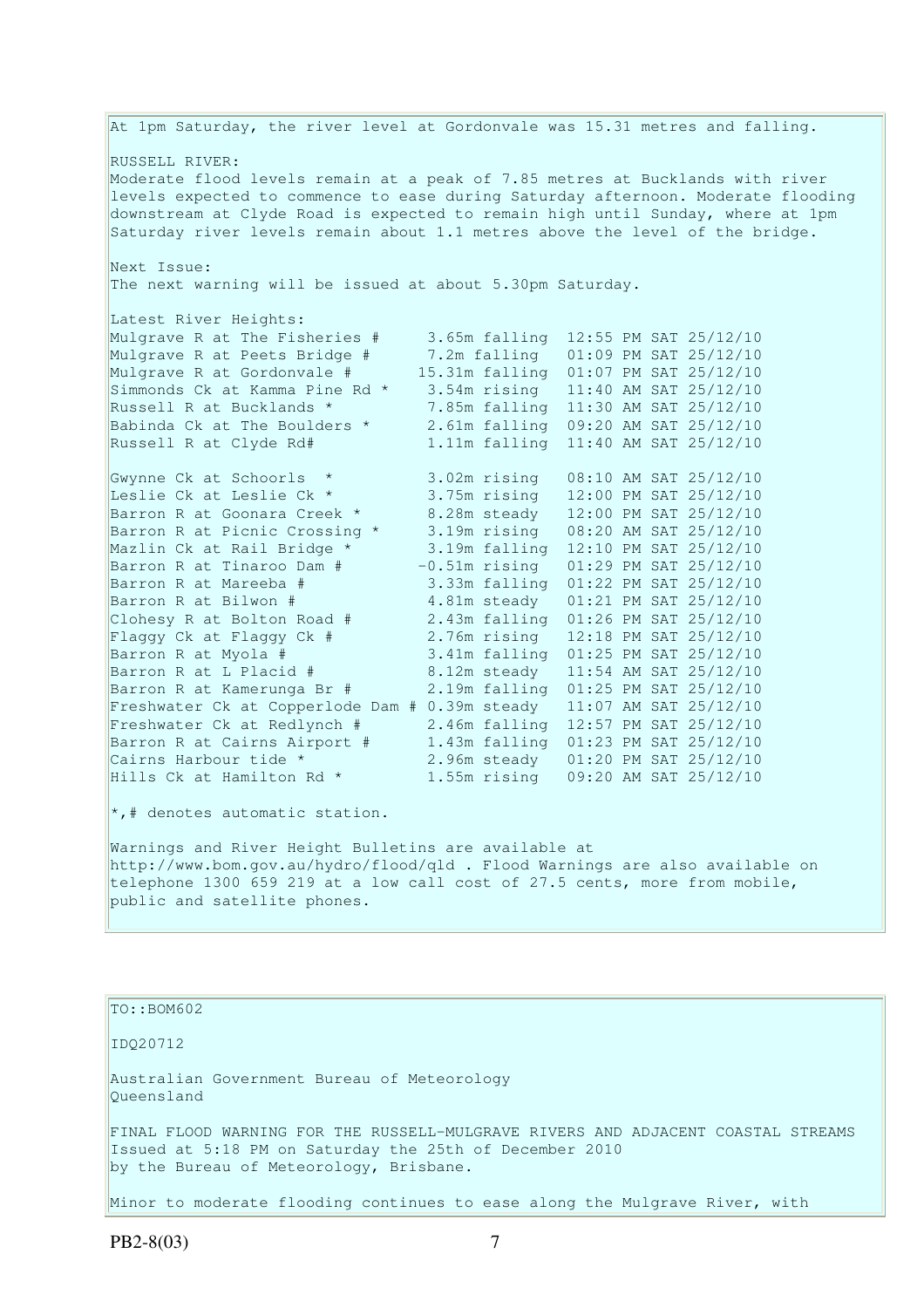At 1pm Saturday, the river level at Gordonvale was 15.31 metres and falling.

RUSSELL RIVER:
Moderate flood levels remain at a peak of 7.85 metres at Bucklands with river levels expected to commence to ease during Saturday afternoon. Moderate flooding downstream at Clyde Road is expected to remain high until Sunday, where at 1pm Saturday river levels remain about 1.1 metres above the level of the bridge.

Next Issue:
The next warning will be issued at about 5.30pm Saturday.

Latest River Heights:

```
Mulgrave R at The Fisheries #     3.65m falling  12:55 PM SAT 25/12/10
Mulgrave R at Peets Bridge #      7.2m falling   01:09 PM SAT 25/12/10
Mulgrave R at Gordonvale #       15.31m falling  01:07 PM SAT 25/12/10
Simmonds Ck at Kamma Pine Rd *    3.54m rising   11:40 AM SAT 25/12/10
Russell R at Bucklands *          7.85m falling  11:30 AM SAT 25/12/10
Babinda Ck at The Boulders *      2.61m falling  09:20 AM SAT 25/12/10
Russell R at Clyde Rd#            1.11m falling  11:40 AM SAT 25/12/10

Gwynne Ck at Schoorls  *          3.02m rising   08:10 AM SAT 25/12/10
Leslie Ck at Leslie Ck *          3.75m rising   12:00 PM SAT 25/12/10
Barron R at Goonara Creek *       8.28m steady   12:00 PM SAT 25/12/10
Barron R at Picnic Crossing *     3.19m rising   08:20 AM SAT 25/12/10
Mazlin Ck at Rail Bridge *        3.19m falling  12:10 PM SAT 25/12/10
Barron R at Tinaroo Dam #        -0.51m rising   01:29 PM SAT 25/12/10
Barron R at Mareeba #             3.33m falling  01:22 PM SAT 25/12/10
Barron R at Bilwon #              4.81m steady   01:21 PM SAT 25/12/10
Clohesy R at Bolton Road #        2.43m falling  01:26 PM SAT 25/12/10
Flaggy Ck at Flaggy Ck #          2.76m rising   12:18 PM SAT 25/12/10
Barron R at Myola #               3.41m falling  01:25 PM SAT 25/12/10
Barron R at L Placid #            8.12m steady   11:54 AM SAT 25/12/10
Barron R at Kamerunga Br #        2.19m falling  01:25 PM SAT 25/12/10
Freshwater Ck at Copperlode Dam # 0.39m steady   11:07 AM SAT 25/12/10
Freshwater Ck at Redlynch #       2.46m falling  12:57 PM SAT 25/12/10
Barron R at Cairns Airport #      1.43m falling  01:23 PM SAT 25/12/10
Cairns Harbour tide *             2.96m steady   01:20 PM SAT 25/12/10
Hills Ck at Hamilton Rd *         1.55m rising   09:20 AM SAT 25/12/10
```

*,# denotes automatic station.

Warnings and River Height Bulletins are available at http://www.bom.gov.au/hydro/flood/qld . Flood Warnings are also available on telephone 1300 659 219 at a low call cost of 27.5 cents, more from mobile, public and satellite phones.

---

TO::BOM602

IDQ20712

Australian Government Bureau of Meteorology
Queensland

FINAL FLOOD WARNING FOR THE RUSSELL-MULGRAVE RIVERS AND ADJACENT COASTAL STREAMS
Issued at 5:18 PM on Saturday the 25th of December 2010
by the Bureau of Meteorology, Brisbane.

Minor to moderate flooding continues to ease along the Mulgrave River, with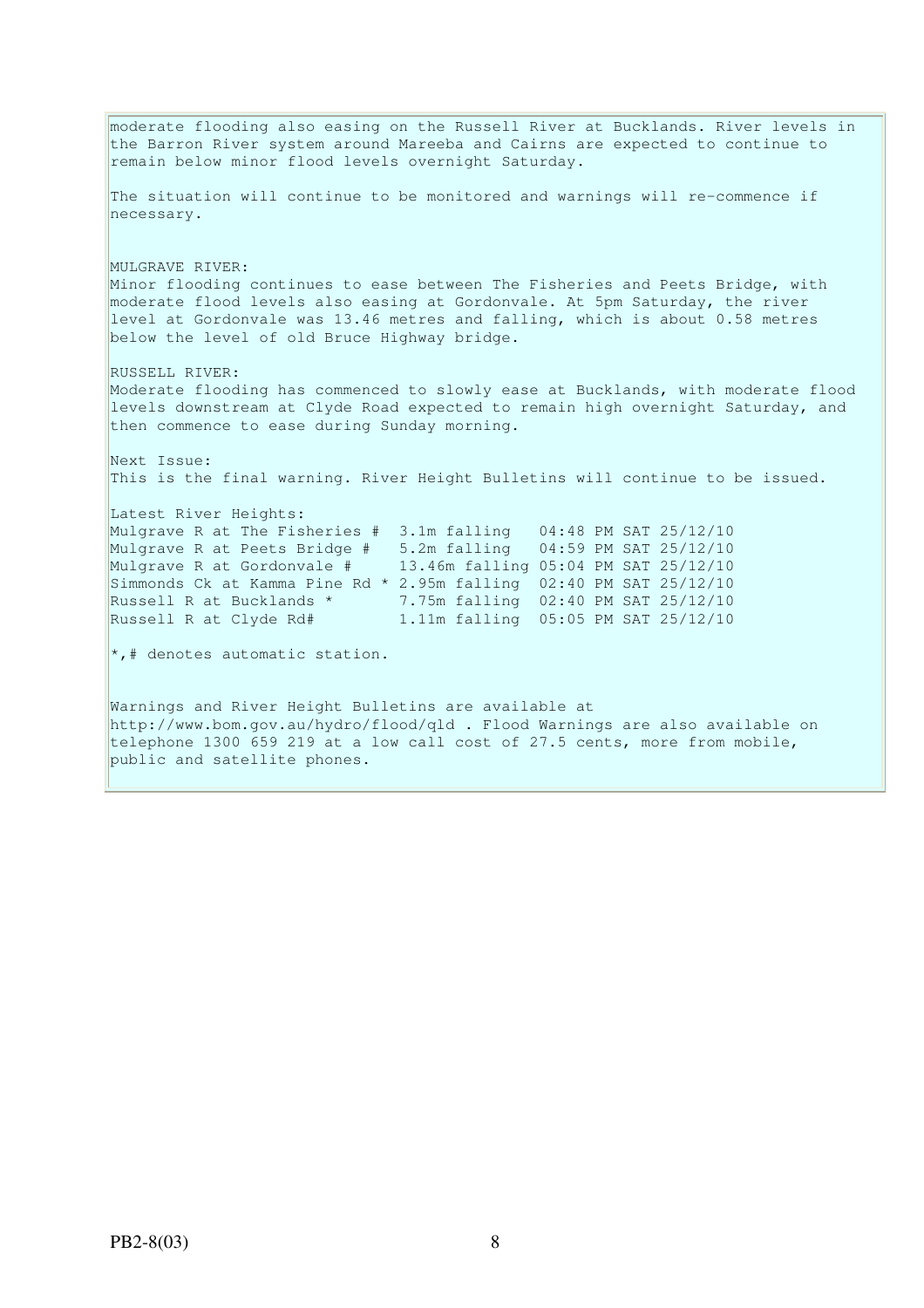moderate flooding also easing on the Russell River at Bucklands. River levels in the Barron River system around Mareeba and Cairns are expected to continue to remain below minor flood levels overnight Saturday.

The situation will continue to be monitored and warnings will re-commence if necessary.

MULGRAVE RIVER:
Minor flooding continues to ease between The Fisheries and Peets Bridge, with moderate flood levels also easing at Gordonvale. At 5pm Saturday, the river level at Gordonvale was 13.46 metres and falling, which is about 0.58 metres below the level of old Bruce Highway bridge.

RUSSELL RIVER:
Moderate flooding has commenced to slowly ease at Bucklands, with moderate flood levels downstream at Clyde Road expected to remain high overnight Saturday, and then commence to ease during Sunday morning.

Next Issue:
This is the final warning. River Height Bulletins will continue to be issued.

Latest River Heights:

| | | |
|---|---|---|
| Mulgrave R at The Fisheries # | 3.1m falling | 04:48 PM SAT 25/12/10 |
| Mulgrave R at Peets Bridge # | 5.2m falling | 04:59 PM SAT 25/12/10 |
| Mulgrave R at Gordonvale # | 13.46m falling | 05:04 PM SAT 25/12/10 |
| Simmonds Ck at Kamma Pine Rd * | 2.95m falling | 02:40 PM SAT 25/12/10 |
| Russell R at Bucklands * | 7.75m falling | 02:40 PM SAT 25/12/10 |
| Russell R at Clyde Rd# | 1.11m falling | 05:05 PM SAT 25/12/10 |

*,# denotes automatic station.

Warnings and River Height Bulletins are available at http://www.bom.gov.au/hydro/flood/qld . Flood Warnings are also available on telephone 1300 659 219 at a low call cost of 27.5 cents, more from mobile, public and satellite phones.